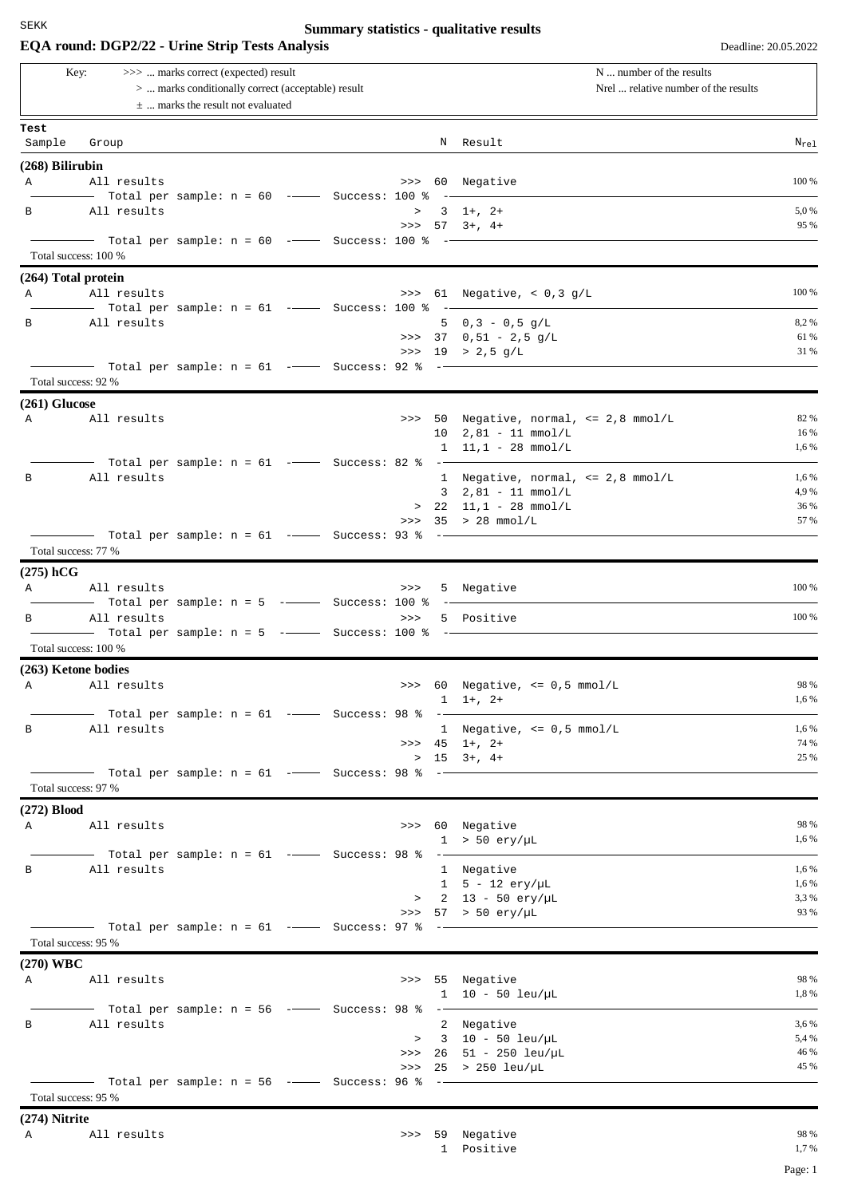SEKK

# Summary statistics - qualitative results

## EQA round: DGP2/22 - Urine Strip Tests Analysis

Deadline: 20.05.2022

Key:
- `>>>` ... marks correct (expected) result
- `>` ... marks conditionally correct (acceptable) result
- `±` ... marks the result not evaluated

N ... number of the results
Nrel ... relative number of the results

| Test Sample | Group | | N | Result | $N_{rel}$ |
|---|---|---|---|---|---|
| **(268) Bilirubin** | | | | | |
| A | All results | >>> | 60 | Negative | 100 % |
| | Total per sample: n = 60 — Success: 100 % | | | | |
| B | All results | > | 3 | 1+, 2+ | 5,0 % |
| | | >>> | 57 | 3+, 4+ | 95 % |
| | Total per sample: n = 60 — Success: 100 % | | | | |
| Total success: 100 % | | | | | |
| **(264) Total protein** | | | | | |
| A | All results | >>> | 61 | Negative, < 0,3 g/L | 100 % |
| | Total per sample: n = 61 — Success: 100 % | | | | |
| B | All results | | 5 | 0,3 - 0,5 g/L | 8,2 % |
| | | >>> | 37 | 0,51 - 2,5 g/L | 61 % |
| | | >>> | 19 | > 2,5 g/L | 31 % |
| | Total per sample: n = 61 — Success: 92 % | | | | |
| Total success: 92 % | | | | | |
| **(261) Glucose** | | | | | |
| A | All results | >>> | 50 | Negative, normal, <= 2,8 mmol/L | 82 % |
| | | | 10 | 2,81 - 11 mmol/L | 16 % |
| | | | 1 | 11,1 - 28 mmol/L | 1,6 % |
| | Total per sample: n = 61 — Success: 82 % | | | | |
| B | All results | | 1 | Negative, normal, <= 2,8 mmol/L | 1,6 % |
| | | | 3 | 2,81 - 11 mmol/L | 4,9 % |
| | | > | 22 | 11,1 - 28 mmol/L | 36 % |
| | | >>> | 35 | > 28 mmol/L | 57 % |
| | Total per sample: n = 61 — Success: 93 % | | | | |
| Total success: 77 % | | | | | |
| **(275) hCG** | | | | | |
| A | All results | >>> | 5 | Negative | 100 % |
| | Total per sample: n = 5 — Success: 100 % | | | | |
| B | All results | >>> | 5 | Positive | 100 % |
| | Total per sample: n = 5 — Success: 100 % | | | | |
| Total success: 100 % | | | | | |
| **(263) Ketone bodies** | | | | | |
| A | All results | >>> | 60 | Negative, <= 0,5 mmol/L | 98 % |
| | | | 1 | 1+, 2+ | 1,6 % |
| | Total per sample: n = 61 — Success: 98 % | | | | |
| B | All results | | 1 | Negative, <= 0,5 mmol/L | 1,6 % |
| | | >>> | 45 | 1+, 2+ | 74 % |
| | | > | 15 | 3+, 4+ | 25 % |
| | Total per sample: n = 61 — Success: 98 % | | | | |
| Total success: 97 % | | | | | |
| **(272) Blood** | | | | | |
| A | All results | >>> | 60 | Negative | 98 % |
| | | | 1 | > 50 ery/µL | 1,6 % |
| | Total per sample: n = 61 — Success: 98 % | | | | |
| B | All results | | 1 | Negative | 1,6 % |
| | | | 1 | 5 - 12 ery/µL | 1,6 % |
| | | > | 2 | 13 - 50 ery/µL | 3,3 % |
| | | >>> | 57 | > 50 ery/µL | 93 % |
| | Total per sample: n = 61 — Success: 97 % | | | | |
| Total success: 95 % | | | | | |
| **(270) WBC** | | | | | |
| A | All results | >>> | 55 | Negative | 98 % |
| | | | 1 | 10 - 50 leu/µL | 1,8 % |
| | Total per sample: n = 56 — Success: 98 % | | | | |
| B | All results | | 2 | Negative | 3,6 % |
| | | > | 3 | 10 - 50 leu/µL | 5,4 % |
| | | >>> | 26 | 51 - 250 leu/µL | 46 % |
| | | >>> | 25 | > 250 leu/µL | 45 % |
| | Total per sample: n = 56 — Success: 96 % | | | | |
| Total success: 95 % | | | | | |
| **(274) Nitrite** | | | | | |
| A | All results | >>> | 59 | Negative | 98 % |
| | | | 1 | Positive | 1,7 % |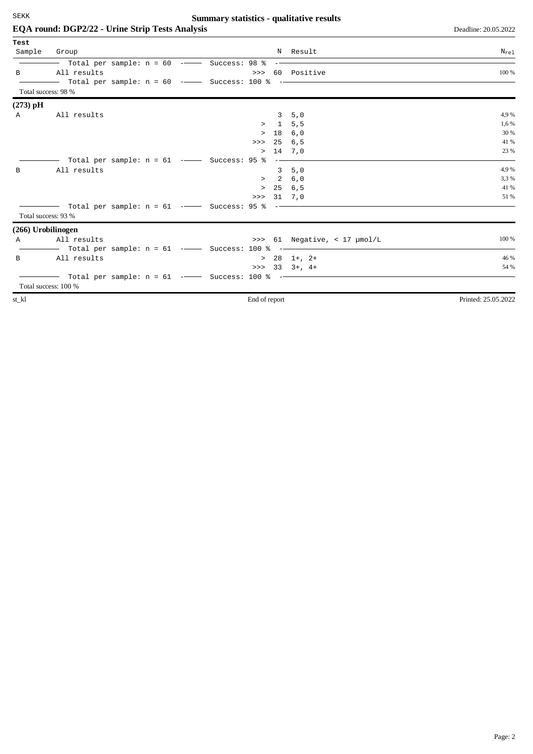**Summary statistics - qualitative results**

**EQA round: DGP2/22 - Urine Strip Tests Analysis**

Deadline: 20.05.2022

| Test Sample | Group | | N | Result | $N_{rel}$ |
|---|---|---|---|---|---|
| | Total per sample: n = 60 | Success: 98 % | | | |
| B | All results | >>> | 60 | Positive | 100 % |
| | Total per sample: n = 60 | Success: 100 % | | | |

Total success: 98 %

**(273) pH**

| Sample | Group | | N | Result | $N_{rel}$ |
|---|---|---|---|---|---|
| A | All results | | 3 | 5,0 | 4,9 % |
| | | > | 1 | 5,5 | 1,6 % |
| | | > | 18 | 6,0 | 30 % |
| | | >>> | 25 | 6,5 | 41 % |
| | | > | 14 | 7,0 | 23 % |
| | Total per sample: n = 61 | Success: 95 % | | | |
| B | All results | | 3 | 5,0 | 4,9 % |
| | | > | 2 | 6,0 | 3,3 % |
| | | > | 25 | 6,5 | 41 % |
| | | >>> | 31 | 7,0 | 51 % |
| | Total per sample: n = 61 | Success: 95 % | | | |

Total success: 93 %

**(266) Urobilinogen**

| Sample | Group | | N | Result | $N_{rel}$ |
|---|---|---|---|---|---|
| A | All results | >>> | 61 | Negative, < 17 µmol/L | 100 % |
| | Total per sample: n = 61 | Success: 100 % | | | |
| B | All results | > | 28 | 1+, 2+ | 46 % |
| | | >>> | 33 | 3+, 4+ | 54 % |
| | Total per sample: n = 61 | Success: 100 % | | | |

Total success: 100 %

End of report